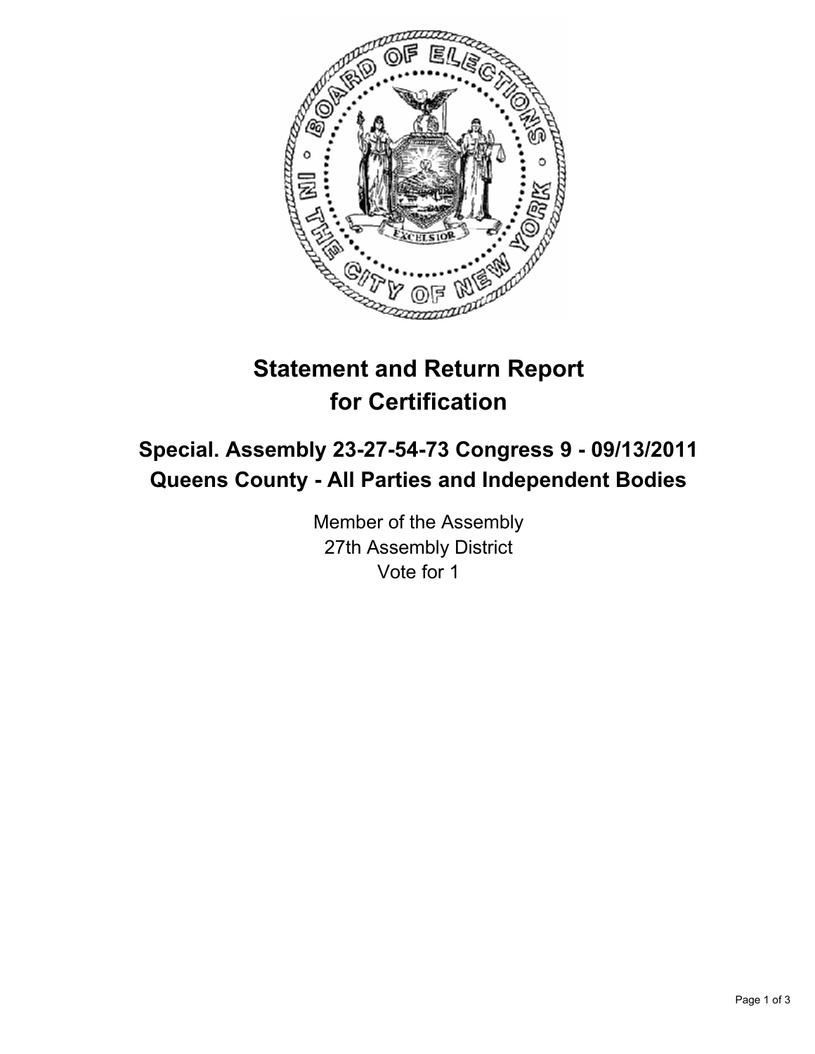# Statement and Return Report for Certification

## Special. Assembly 23-27-54-73 Congress 9 - 09/13/2011
## Queens County - All Parties and Independent Bodies

Member of the Assembly
27th Assembly District
Vote for 1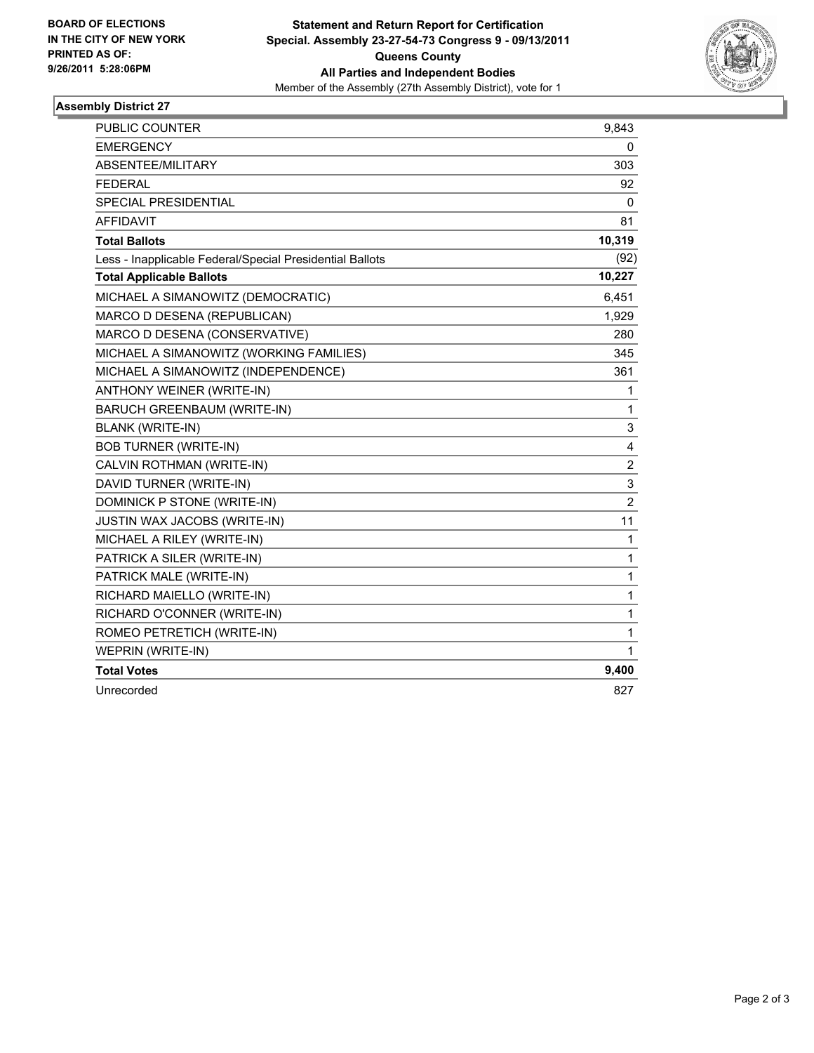**BOARD OF ELECTIONS**
**IN THE CITY OF NEW YORK**
**PRINTED AS OF:**
**9/26/2011 5:28:06PM**

**Statement and Return Report for Certification**
**Special. Assembly 23-27-54-73 Congress 9 - 09/13/2011**
**Queens County**
**All Parties and Independent Bodies**
Member of the Assembly (27th Assembly District), vote for 1

## Assembly District 27

| | |
|---|---|
| PUBLIC COUNTER | 9,843 |
| EMERGENCY | 0 |
| ABSENTEE/MILITARY | 303 |
| FEDERAL | 92 |
| SPECIAL PRESIDENTIAL | 0 |
| AFFIDAVIT | 81 |
| **Total Ballots** | **10,319** |
| Less - Inapplicable Federal/Special Presidential Ballots | (92) |
| **Total Applicable Ballots** | **10,227** |
| MICHAEL A SIMANOWITZ (DEMOCRATIC) | 6,451 |
| MARCO D DESENA (REPUBLICAN) | 1,929 |
| MARCO D DESENA (CONSERVATIVE) | 280 |
| MICHAEL A SIMANOWITZ (WORKING FAMILIES) | 345 |
| MICHAEL A SIMANOWITZ (INDEPENDENCE) | 361 |
| ANTHONY WEINER (WRITE-IN) | 1 |
| BARUCH GREENBAUM (WRITE-IN) | 1 |
| BLANK (WRITE-IN) | 3 |
| BOB TURNER (WRITE-IN) | 4 |
| CALVIN ROTHMAN (WRITE-IN) | 2 |
| DAVID TURNER (WRITE-IN) | 3 |
| DOMINICK P STONE (WRITE-IN) | 2 |
| JUSTIN WAX JACOBS (WRITE-IN) | 11 |
| MICHAEL A RILEY (WRITE-IN) | 1 |
| PATRICK A SILER (WRITE-IN) | 1 |
| PATRICK MALE (WRITE-IN) | 1 |
| RICHARD MAIELLO (WRITE-IN) | 1 |
| RICHARD O'CONNER (WRITE-IN) | 1 |
| ROMEO PETRETICH (WRITE-IN) | 1 |
| WEPRIN (WRITE-IN) | 1 |
| **Total Votes** | **9,400** |
| Unrecorded | 827 |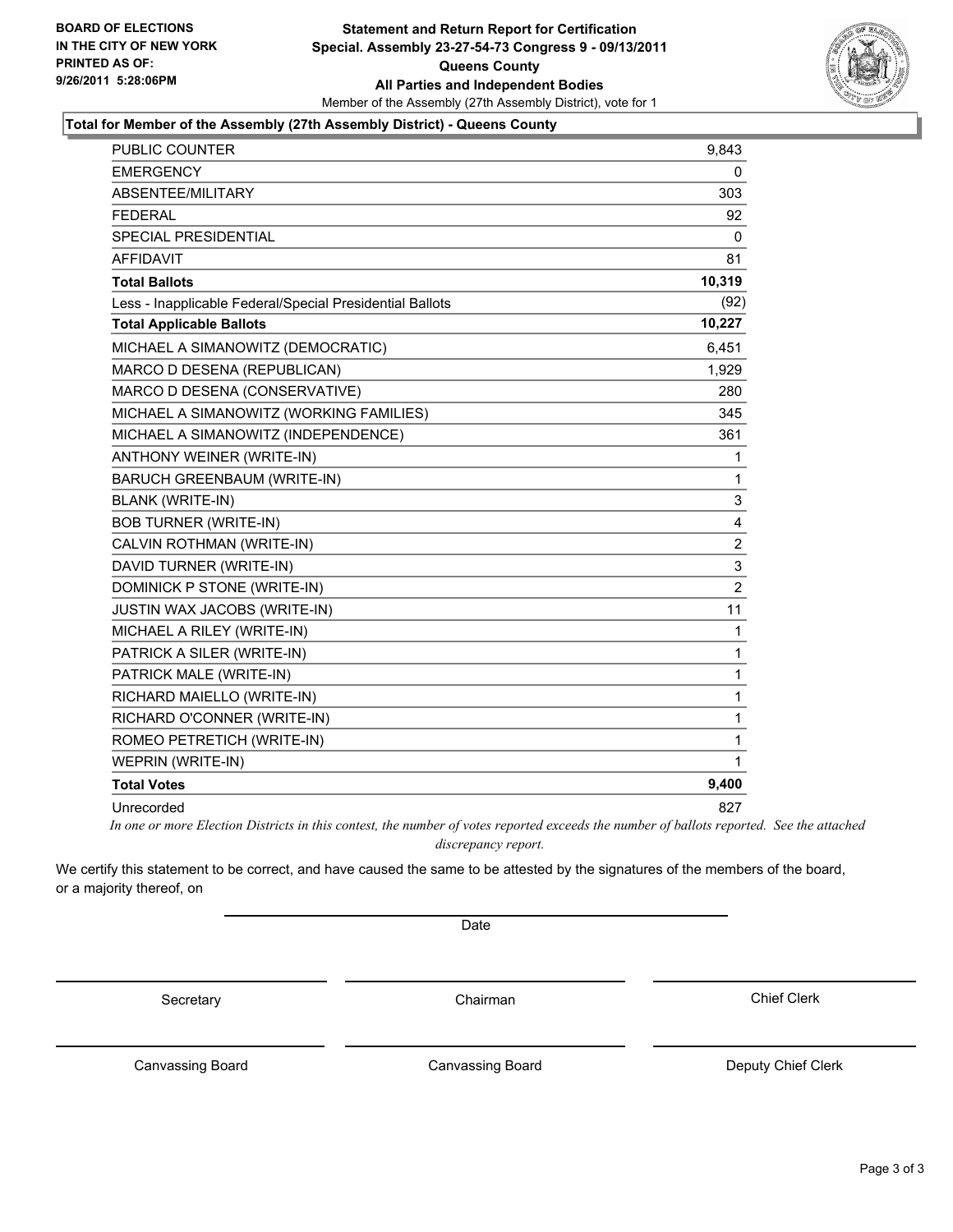BOARD OF ELECTIONS
IN THE CITY OF NEW YORK
PRINTED AS OF:
9/26/2011 5:28:06PM

**Statement and Return Report for Certification**
**Special. Assembly 23-27-54-73 Congress 9 - 09/13/2011**
**Queens County**
**All Parties and Independent Bodies**
Member of the Assembly (27th Assembly District), vote for 1

**Total for Member of the Assembly (27th Assembly District) - Queens County**

| | |
|---|---|
| PUBLIC COUNTER | 9,843 |
| EMERGENCY | 0 |
| ABSENTEE/MILITARY | 303 |
| FEDERAL | 92 |
| SPECIAL PRESIDENTIAL | 0 |
| AFFIDAVIT | 81 |
| **Total Ballots** | **10,319** |
| Less - Inapplicable Federal/Special Presidential Ballots | (92) |
| **Total Applicable Ballots** | **10,227** |
| MICHAEL A SIMANOWITZ (DEMOCRATIC) | 6,451 |
| MARCO D DESENA (REPUBLICAN) | 1,929 |
| MARCO D DESENA (CONSERVATIVE) | 280 |
| MICHAEL A SIMANOWITZ (WORKING FAMILIES) | 345 |
| MICHAEL A SIMANOWITZ (INDEPENDENCE) | 361 |
| ANTHONY WEINER (WRITE-IN) | 1 |
| BARUCH GREENBAUM (WRITE-IN) | 1 |
| BLANK (WRITE-IN) | 3 |
| BOB TURNER (WRITE-IN) | 4 |
| CALVIN ROTHMAN (WRITE-IN) | 2 |
| DAVID TURNER (WRITE-IN) | 3 |
| DOMINICK P STONE (WRITE-IN) | 2 |
| JUSTIN WAX JACOBS (WRITE-IN) | 11 |
| MICHAEL A RILEY (WRITE-IN) | 1 |
| PATRICK A SILER (WRITE-IN) | 1 |
| PATRICK MALE (WRITE-IN) | 1 |
| RICHARD MAIELLO (WRITE-IN) | 1 |
| RICHARD O'CONNER (WRITE-IN) | 1 |
| ROMEO PETRETICH (WRITE-IN) | 1 |
| WEPRIN (WRITE-IN) | 1 |
| **Total Votes** | **9,400** |
| Unrecorded | 827 |

*In one or more Election Districts in this contest, the number of votes reported exceeds the number of ballots reported. See the attached discrepancy report.*

We certify this statement to be correct, and have caused the same to be attested by the signatures of the members of the board, or a majority thereof, on

Date

Secretary

Chairman

Chief Clerk

Canvassing Board

Canvassing Board

Deputy Chief Clerk